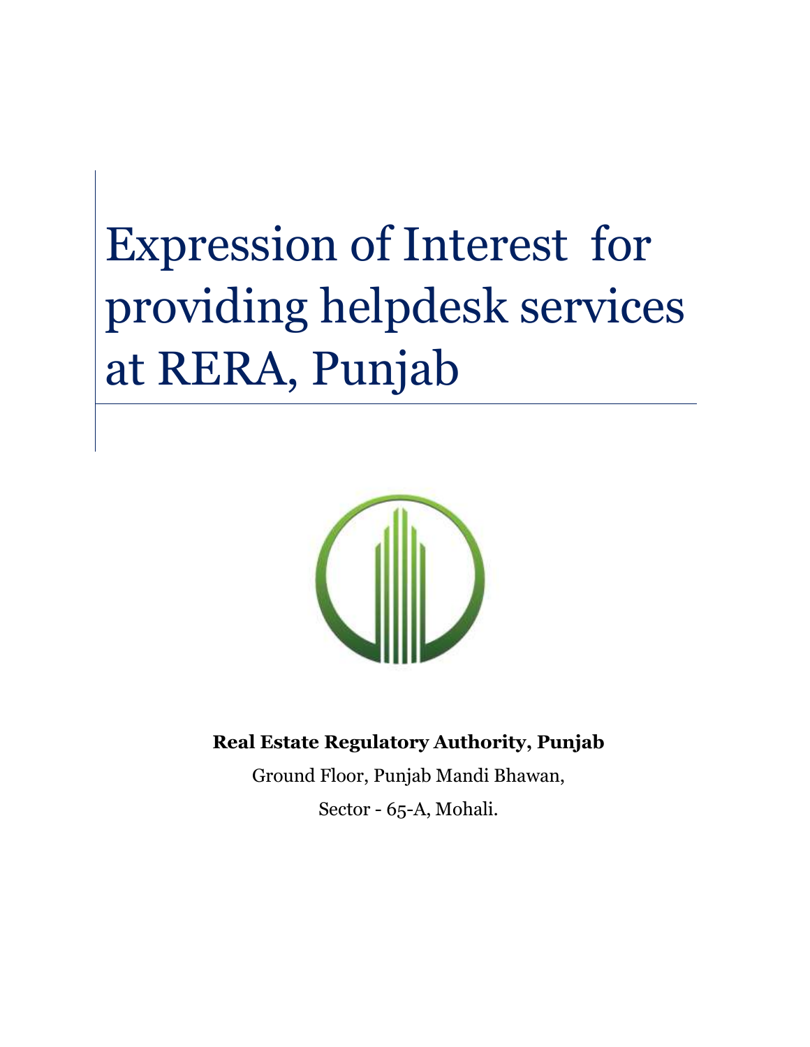# Expression of Interest for providing helpdesk services at RERA, Punjab

**Real Estate Regulatory Authority, Punjab**

Ground Floor, Punjab Mandi Bhawan,

Sector - 65-A, Mohali.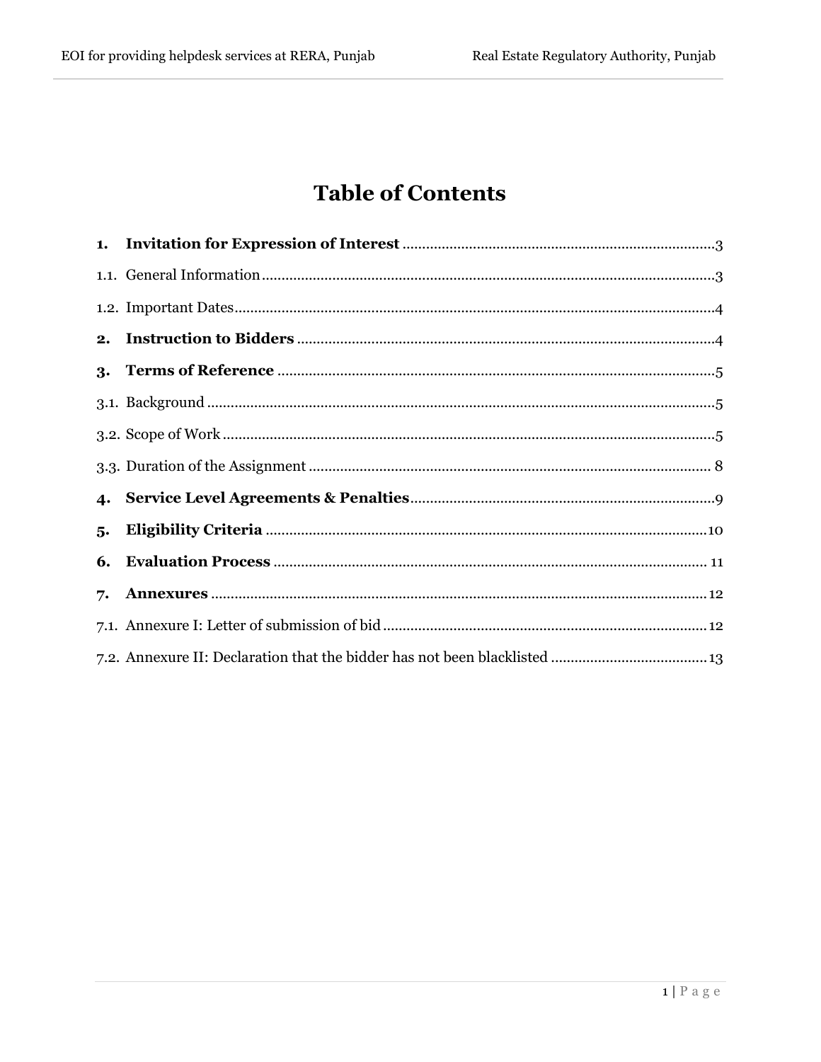# Table of Contents

**1. Invitation for Expression of Interest** ........ 3

1.1. General Information ........ 3

1.2. Important Dates ........ 4

**2. Instruction to Bidders** ........ 4

**3. Terms of Reference** ........ 5

3.1. Background ........ 5

3.2. Scope of Work ........ 5

3.3. Duration of the Assignment ........ 8

**4. Service Level Agreements & Penalties** ........ 9

**5. Eligibility Criteria** ........ 10

**6. Evaluation Process** ........ 11

**7. Annexures** ........ 12

7.1. Annexure I: Letter of submission of bid ........ 12

7.2. Annexure II: Declaration that the bidder has not been blacklisted ........ 13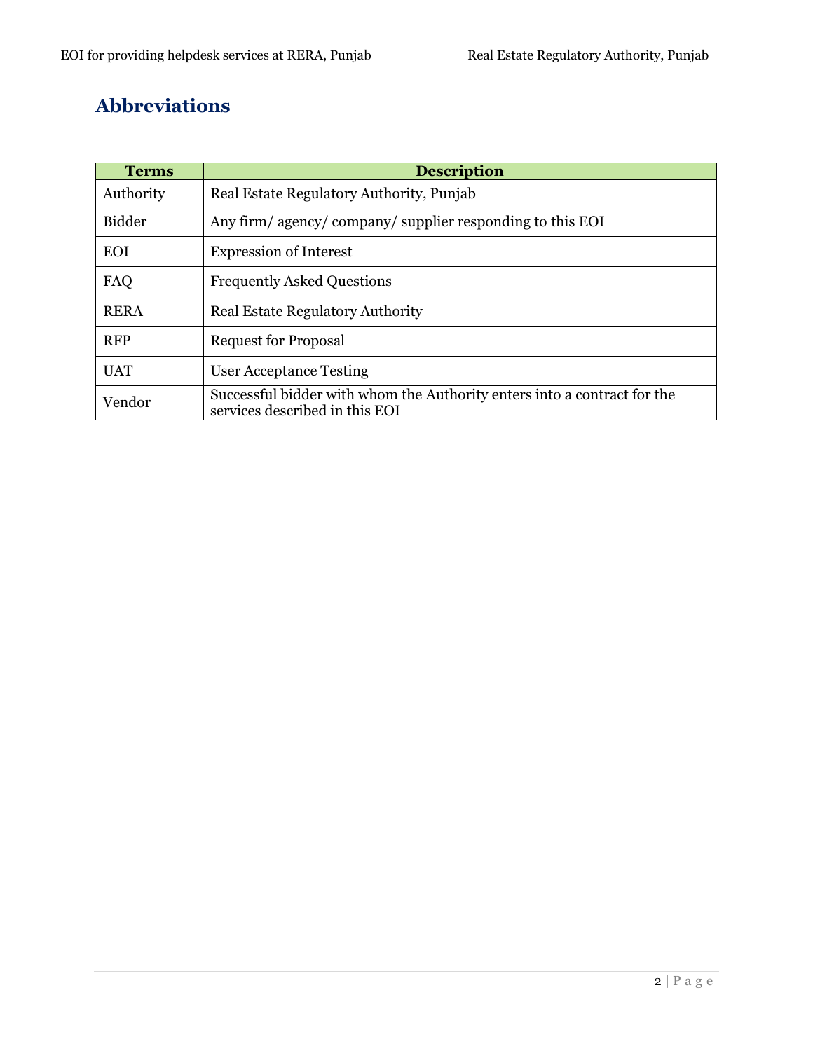## Abbreviations

| Terms | Description |
| --- | --- |
| Authority | Real Estate Regulatory Authority, Punjab |
| Bidder | Any firm/ agency/ company/ supplier responding to this EOI |
| EOI | Expression of Interest |
| FAQ | Frequently Asked Questions |
| RERA | Real Estate Regulatory Authority |
| RFP | Request for Proposal |
| UAT | User Acceptance Testing |
| Vendor | Successful bidder with whom the Authority enters into a contract for the services described in this EOI |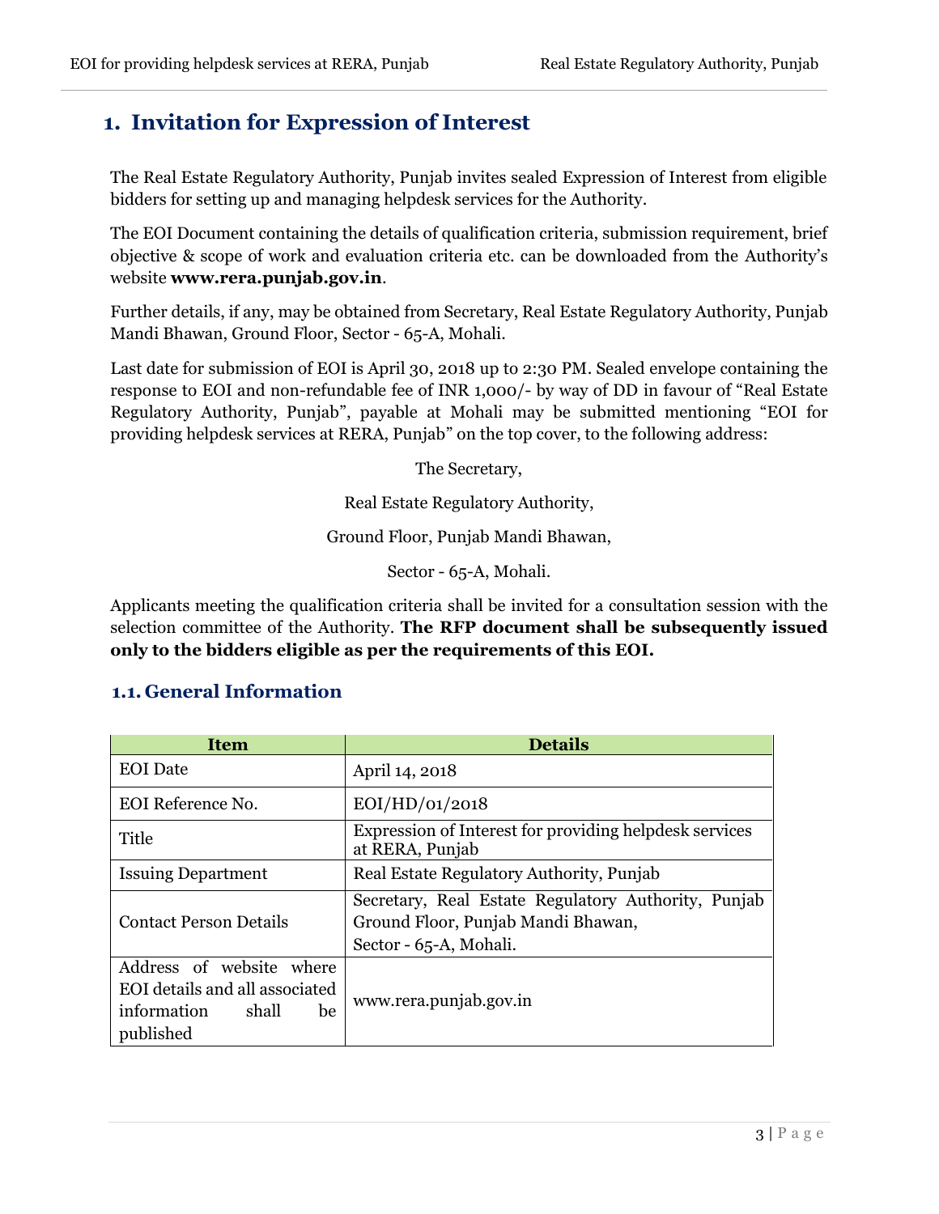# 1. Invitation for Expression of Interest

The Real Estate Regulatory Authority, Punjab invites sealed Expression of Interest from eligible bidders for setting up and managing helpdesk services for the Authority.

The EOI Document containing the details of qualification criteria, submission requirement, brief objective & scope of work and evaluation criteria etc. can be downloaded from the Authority's website **www.rera.punjab.gov.in**.

Further details, if any, may be obtained from Secretary, Real Estate Regulatory Authority, Punjab Mandi Bhawan, Ground Floor, Sector - 65-A, Mohali.

Last date for submission of EOI is April 30, 2018 up to 2:30 PM. Sealed envelope containing the response to EOI and non-refundable fee of INR 1,000/- by way of DD in favour of "Real Estate Regulatory Authority, Punjab", payable at Mohali may be submitted mentioning "EOI for providing helpdesk services at RERA, Punjab" on the top cover, to the following address:

The Secretary,

Real Estate Regulatory Authority,

Ground Floor, Punjab Mandi Bhawan,

Sector - 65-A, Mohali.

Applicants meeting the qualification criteria shall be invited for a consultation session with the selection committee of the Authority. **The RFP document shall be subsequently issued only to the bidders eligible as per the requirements of this EOI.**

## 1.1. General Information

| Item | Details |
|---|---|
| EOI Date | April 14, 2018 |
| EOI Reference No. | EOI/HD/01/2018 |
| Title | Expression of Interest for providing helpdesk services at RERA, Punjab |
| Issuing Department | Real Estate Regulatory Authority, Punjab |
| Contact Person Details | Secretary, Real Estate Regulatory Authority, Punjab Ground Floor, Punjab Mandi Bhawan, Sector - 65-A, Mohali. |
| Address of website where EOI details and all associated information shall be published | www.rera.punjab.gov.in |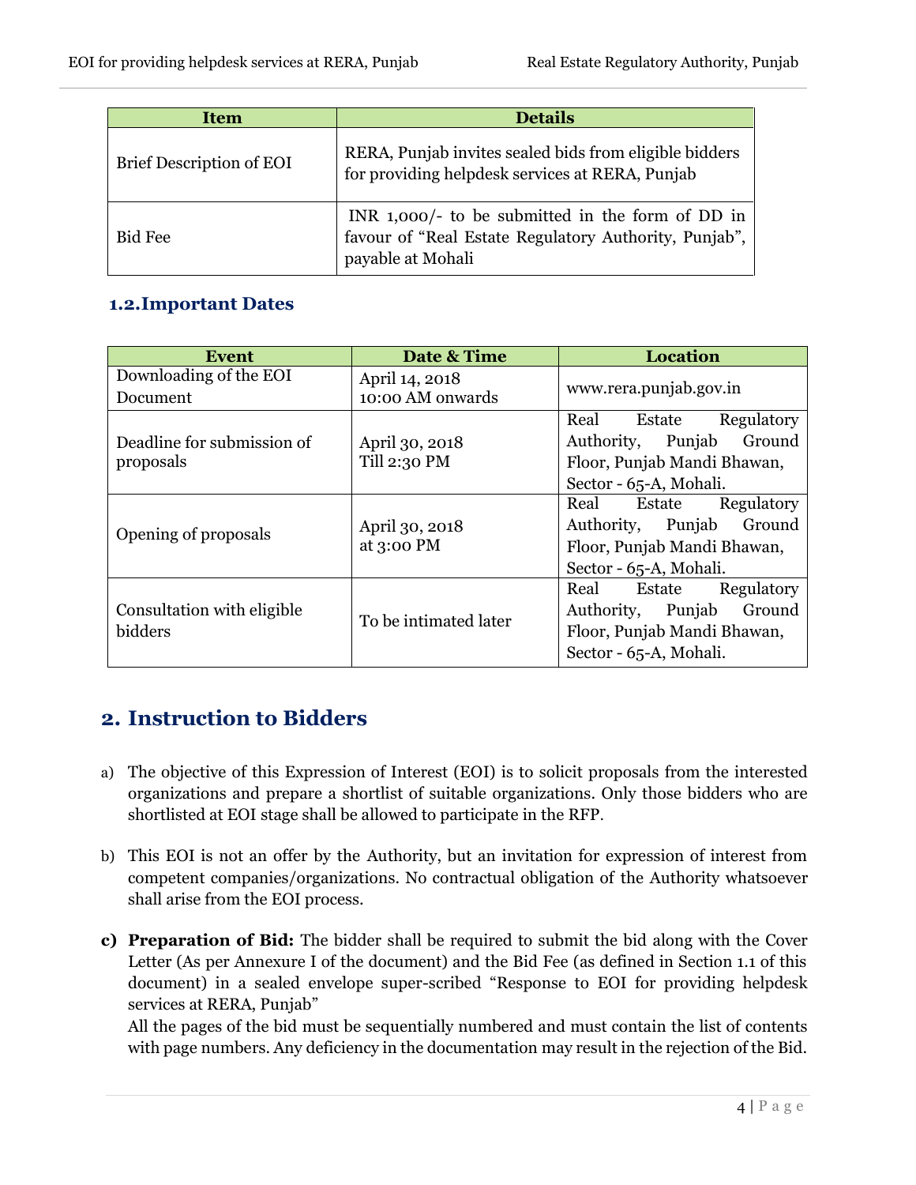| Item | Details |
| --- | --- |
| Brief Description of EOI | RERA, Punjab invites sealed bids from eligible bidders for providing helpdesk services at RERA, Punjab |
| Bid Fee | INR 1,000/- to be submitted in the form of DD in favour of "Real Estate Regulatory Authority, Punjab", payable at Mohali |

### 1.2. Important Dates

| Event | Date & Time | Location |
| --- | --- | --- |
| Downloading of the EOI Document | April 14, 2018<br>10:00 AM onwards | www.rera.punjab.gov.in |
| Deadline for submission of proposals | April 30, 2018<br>Till 2:30 PM | Real Estate Regulatory Authority, Punjab Ground Floor, Punjab Mandi Bhawan, Sector - 65-A, Mohali. |
| Opening of proposals | April 30, 2018<br>at 3:00 PM | Real Estate Regulatory Authority, Punjab Ground Floor, Punjab Mandi Bhawan, Sector - 65-A, Mohali. |
| Consultation with eligible bidders | To be intimated later | Real Estate Regulatory Authority, Punjab Ground Floor, Punjab Mandi Bhawan, Sector - 65-A, Mohali. |

## 2. Instruction to Bidders

a) The objective of this Expression of Interest (EOI) is to solicit proposals from the interested organizations and prepare a shortlist of suitable organizations. Only those bidders who are shortlisted at EOI stage shall be allowed to participate in the RFP.

b) This EOI is not an offer by the Authority, but an invitation for expression of interest from competent companies/organizations. No contractual obligation of the Authority whatsoever shall arise from the EOI process.

**c) Preparation of Bid:** The bidder shall be required to submit the bid along with the Cover Letter (As per Annexure I of the document) and the Bid Fee (as defined in Section 1.1 of this document) in a sealed envelope super-scribed "Response to EOI for providing helpdesk services at RERA, Punjab"

All the pages of the bid must be sequentially numbered and must contain the list of contents with page numbers. Any deficiency in the documentation may result in the rejection of the Bid.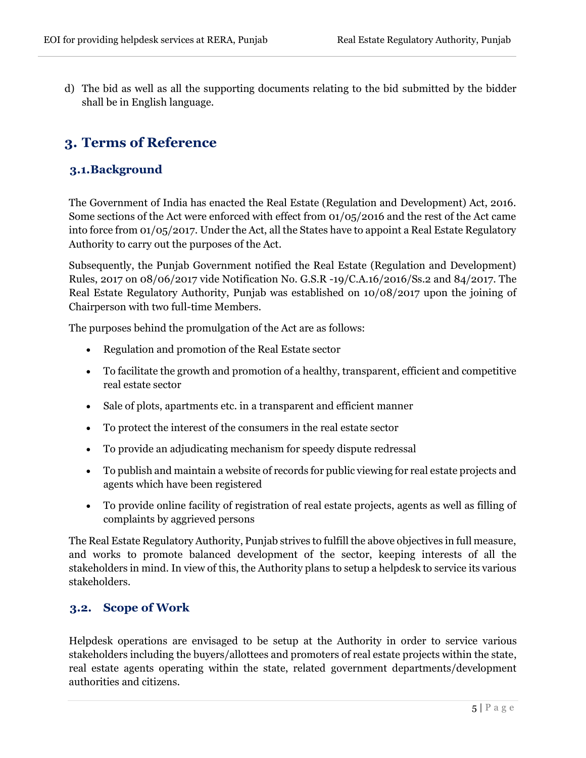d) The bid as well as all the supporting documents relating to the bid submitted by the bidder shall be in English language.

# 3. Terms of Reference

## 3.1. Background

The Government of India has enacted the Real Estate (Regulation and Development) Act, 2016. Some sections of the Act were enforced with effect from 01/05/2016 and the rest of the Act came into force from 01/05/2017. Under the Act, all the States have to appoint a Real Estate Regulatory Authority to carry out the purposes of the Act.

Subsequently, the Punjab Government notified the Real Estate (Regulation and Development) Rules, 2017 on 08/06/2017 vide Notification No. G.S.R -19/C.A.16/2016/Ss.2 and 84/2017. The Real Estate Regulatory Authority, Punjab was established on 10/08/2017 upon the joining of Chairperson with two full-time Members.

The purposes behind the promulgation of the Act are as follows:

- Regulation and promotion of the Real Estate sector
- To facilitate the growth and promotion of a healthy, transparent, efficient and competitive real estate sector
- Sale of plots, apartments etc. in a transparent and efficient manner
- To protect the interest of the consumers in the real estate sector
- To provide an adjudicating mechanism for speedy dispute redressal
- To publish and maintain a website of records for public viewing for real estate projects and agents which have been registered
- To provide online facility of registration of real estate projects, agents as well as filling of complaints by aggrieved persons

The Real Estate Regulatory Authority, Punjab strives to fulfill the above objectives in full measure, and works to promote balanced development of the sector, keeping interests of all the stakeholders in mind. In view of this, the Authority plans to setup a helpdesk to service its various stakeholders.

## 3.2. Scope of Work

Helpdesk operations are envisaged to be setup at the Authority in order to service various stakeholders including the buyers/allottees and promoters of real estate projects within the state, real estate agents operating within the state, related government departments/development authorities and citizens.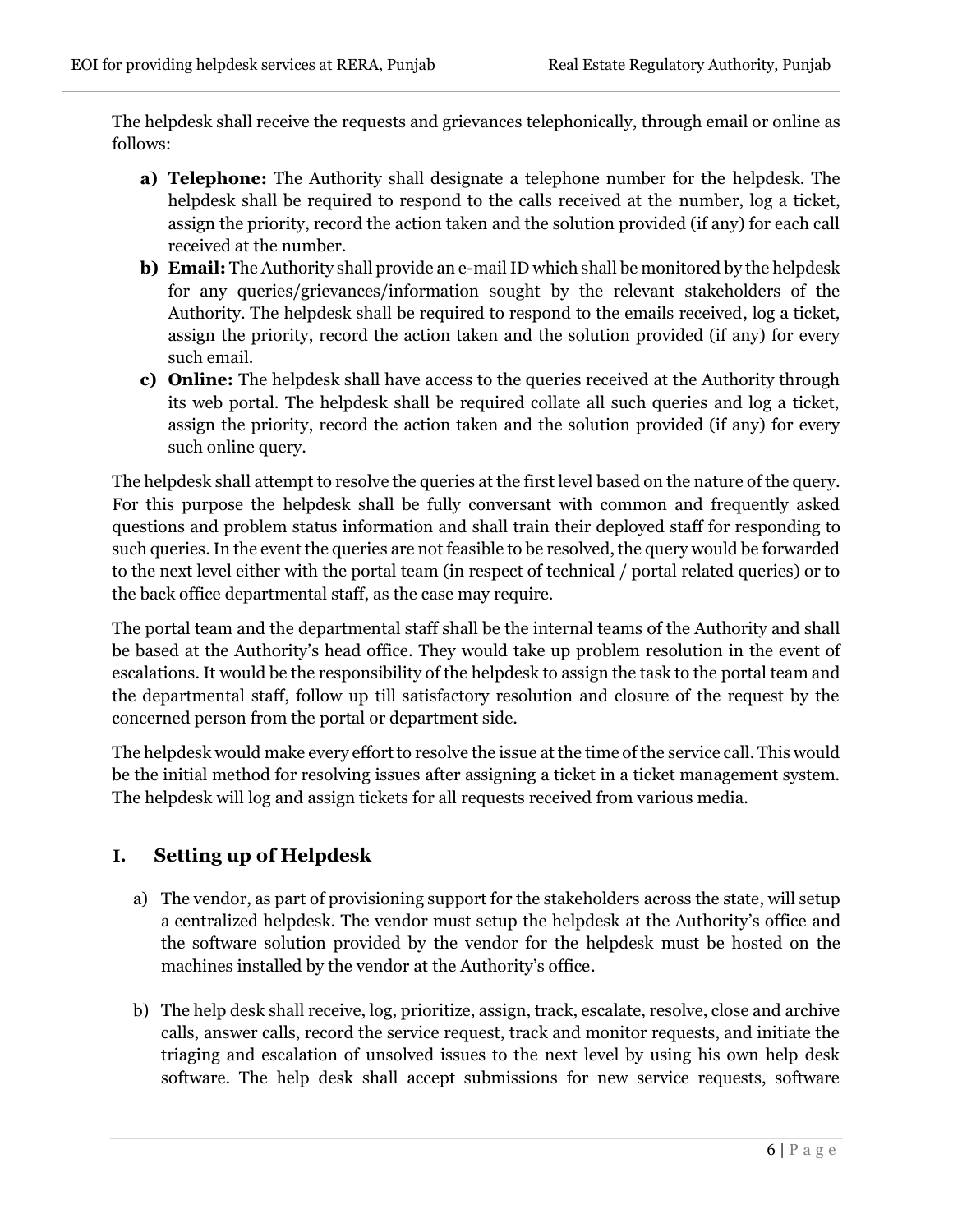The helpdesk shall receive the requests and grievances telephonically, through email or online as follows:

- **a) Telephone:** The Authority shall designate a telephone number for the helpdesk. The helpdesk shall be required to respond to the calls received at the number, log a ticket, assign the priority, record the action taken and the solution provided (if any) for each call received at the number.
- **b) Email:** The Authority shall provide an e-mail ID which shall be monitored by the helpdesk for any queries/grievances/information sought by the relevant stakeholders of the Authority. The helpdesk shall be required to respond to the emails received, log a ticket, assign the priority, record the action taken and the solution provided (if any) for every such email.
- **c) Online:** The helpdesk shall have access to the queries received at the Authority through its web portal. The helpdesk shall be required collate all such queries and log a ticket, assign the priority, record the action taken and the solution provided (if any) for every such online query.

The helpdesk shall attempt to resolve the queries at the first level based on the nature of the query. For this purpose the helpdesk shall be fully conversant with common and frequently asked questions and problem status information and shall train their deployed staff for responding to such queries. In the event the queries are not feasible to be resolved, the query would be forwarded to the next level either with the portal team (in respect of technical / portal related queries) or to the back office departmental staff, as the case may require.

The portal team and the departmental staff shall be the internal teams of the Authority and shall be based at the Authority's head office. They would take up problem resolution in the event of escalations. It would be the responsibility of the helpdesk to assign the task to the portal team and the departmental staff, follow up till satisfactory resolution and closure of the request by the concerned person from the portal or department side.

The helpdesk would make every effort to resolve the issue at the time of the service call. This would be the initial method for resolving issues after assigning a ticket in a ticket management system. The helpdesk will log and assign tickets for all requests received from various media.

## I. Setting up of Helpdesk

a) The vendor, as part of provisioning support for the stakeholders across the state, will setup a centralized helpdesk. The vendor must setup the helpdesk at the Authority's office and the software solution provided by the vendor for the helpdesk must be hosted on the machines installed by the vendor at the Authority's office.

b) The help desk shall receive, log, prioritize, assign, track, escalate, resolve, close and archive calls, answer calls, record the service request, track and monitor requests, and initiate the triaging and escalation of unsolved issues to the next level by using his own help desk software. The help desk shall accept submissions for new service requests, software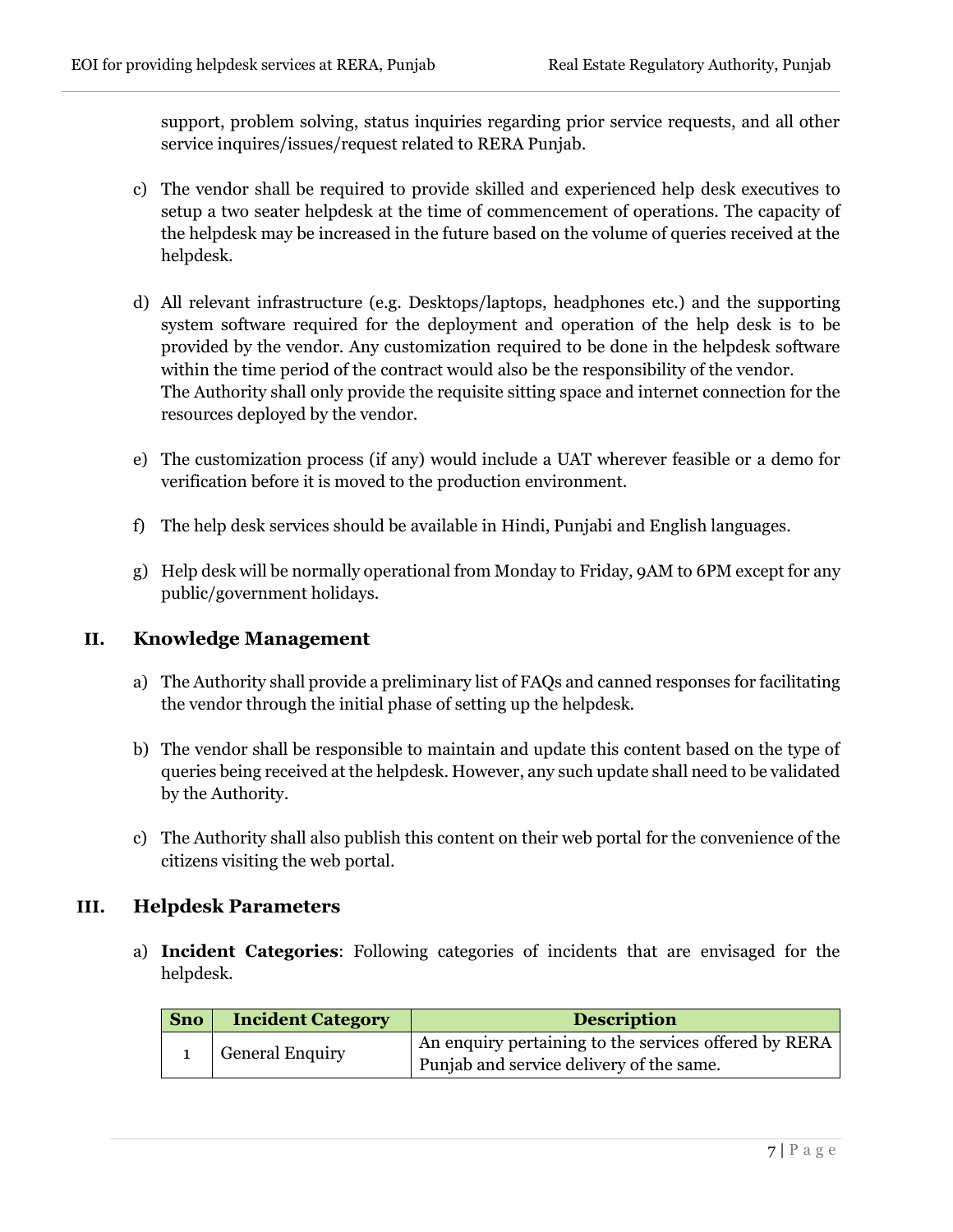support, problem solving, status inquiries regarding prior service requests, and all other service inquires/issues/request related to RERA Punjab.

c) The vendor shall be required to provide skilled and experienced help desk executives to setup a two seater helpdesk at the time of commencement of operations. The capacity of the helpdesk may be increased in the future based on the volume of queries received at the helpdesk.

d) All relevant infrastructure (e.g. Desktops/laptops, headphones etc.) and the supporting system software required for the deployment and operation of the help desk is to be provided by the vendor. Any customization required to be done in the helpdesk software within the time period of the contract would also be the responsibility of the vendor.
The Authority shall only provide the requisite sitting space and internet connection for the resources deployed by the vendor.

e) The customization process (if any) would include a UAT wherever feasible or a demo for verification before it is moved to the production environment.

f) The help desk services should be available in Hindi, Punjabi and English languages.

g) Help desk will be normally operational from Monday to Friday, 9AM to 6PM except for any public/government holidays.

## II. Knowledge Management

a) The Authority shall provide a preliminary list of FAQs and canned responses for facilitating the vendor through the initial phase of setting up the helpdesk.

b) The vendor shall be responsible to maintain and update this content based on the type of queries being received at the helpdesk. However, any such update shall need to be validated by the Authority.

c) The Authority shall also publish this content on their web portal for the convenience of the citizens visiting the web portal.

## III. Helpdesk Parameters

a) **Incident Categories**: Following categories of incidents that are envisaged for the helpdesk.

| Sno | Incident Category | Description |
|---|---|---|
| 1 | General Enquiry | An enquiry pertaining to the services offered by RERA Punjab and service delivery of the same. |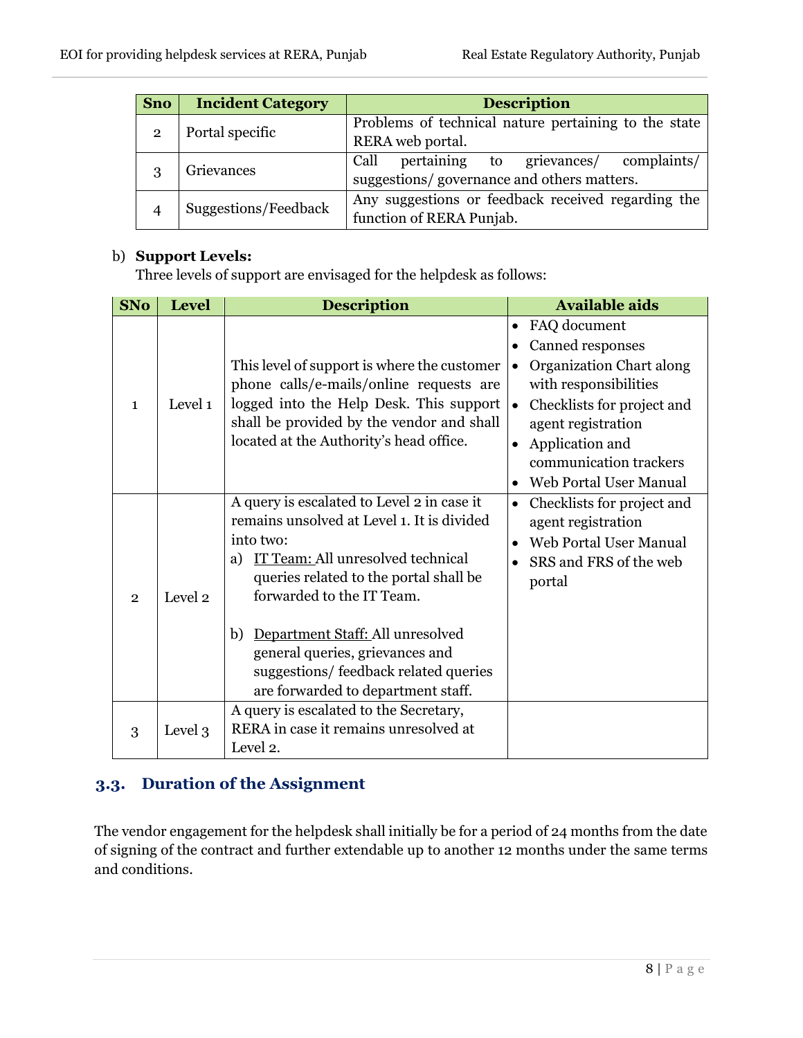| Sno | Incident Category | Description |
| --- | --- | --- |
| 2 | Portal specific | Problems of technical nature pertaining to the state RERA web portal. |
| 3 | Grievances | Call pertaining to grievances/ complaints/ suggestions/ governance and others matters. |
| 4 | Suggestions/Feedback | Any suggestions or feedback received regarding the function of RERA Punjab. |

b) **Support Levels:**
Three levels of support are envisaged for the helpdesk as follows:

| SNo | Level | Description | Available aids |
| --- | --- | --- | --- |
| 1 | Level 1 | This level of support is where the customer phone calls/e-mails/online requests are logged into the Help Desk. This support shall be provided by the vendor and shall located at the Authority's head office. | • FAQ document<br>• Canned responses<br>• Organization Chart along with responsibilities<br>• Checklists for project and agent registration<br>• Application and communication trackers<br>• Web Portal User Manual |
| 2 | Level 2 | A query is escalated to Level 2 in case it remains unsolved at Level 1. It is divided into two:<br>a) IT Team: All unresolved technical queries related to the portal shall be forwarded to the IT Team.<br>b) Department Staff: All unresolved general queries, grievances and suggestions/ feedback related queries are forwarded to department staff. | • Checklists for project and agent registration<br>• Web Portal User Manual<br>• SRS and FRS of the web portal |
| 3 | Level 3 | A query is escalated to the Secretary, RERA in case it remains unresolved at Level 2. | |

## 3.3. Duration of the Assignment

The vendor engagement for the helpdesk shall initially be for a period of 24 months from the date of signing of the contract and further extendable up to another 12 months under the same terms and conditions.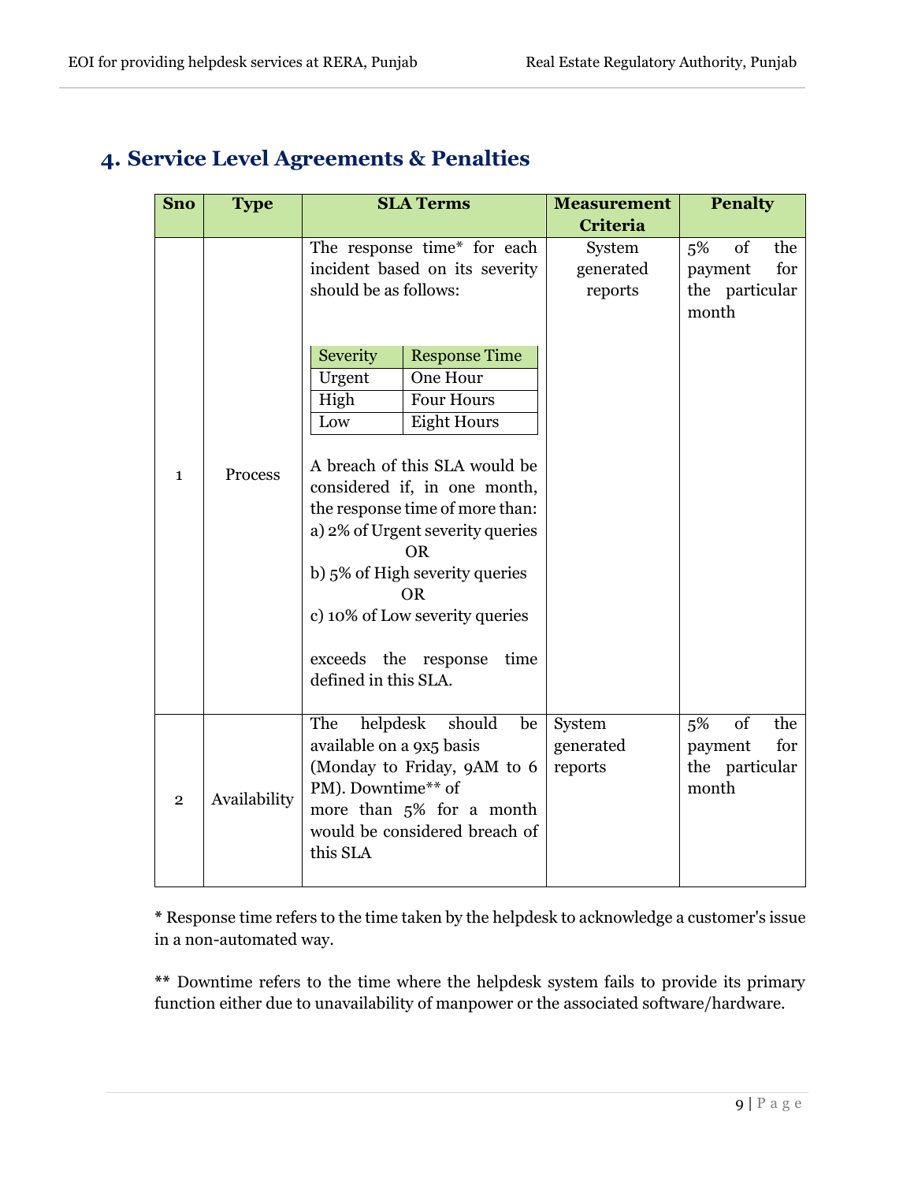## 4. Service Level Agreements & Penalties

| Sno | Type | SLA Terms | Measurement Criteria | Penalty |
|---|---|---|---|---|
| 1 | Process | The response time* for each incident based on its severity should be as follows:<br><br>Severity — Response Time<br>Urgent — One Hour<br>High — Four Hours<br>Low — Eight Hours<br><br>A breach of this SLA would be considered if, in one month, the response time of more than:<br>a) 2% of Urgent severity queries<br>OR<br>b) 5% of High severity queries<br>OR<br>c) 10% of Low severity queries<br><br>exceeds the response time defined in this SLA. | System generated reports | 5% of the payment for the particular month |
| 2 | Availability | The helpdesk should be available on a 9x5 basis (Monday to Friday, 9AM to 6 PM). Downtime** of more than 5% for a month would be considered breach of this SLA | System generated reports | 5% of the payment for the particular month |

\* Response time refers to the time taken by the helpdesk to acknowledge a customer's issue in a non-automated way.

\*\* Downtime refers to the time where the helpdesk system fails to provide its primary function either due to unavailability of manpower or the associated software/hardware.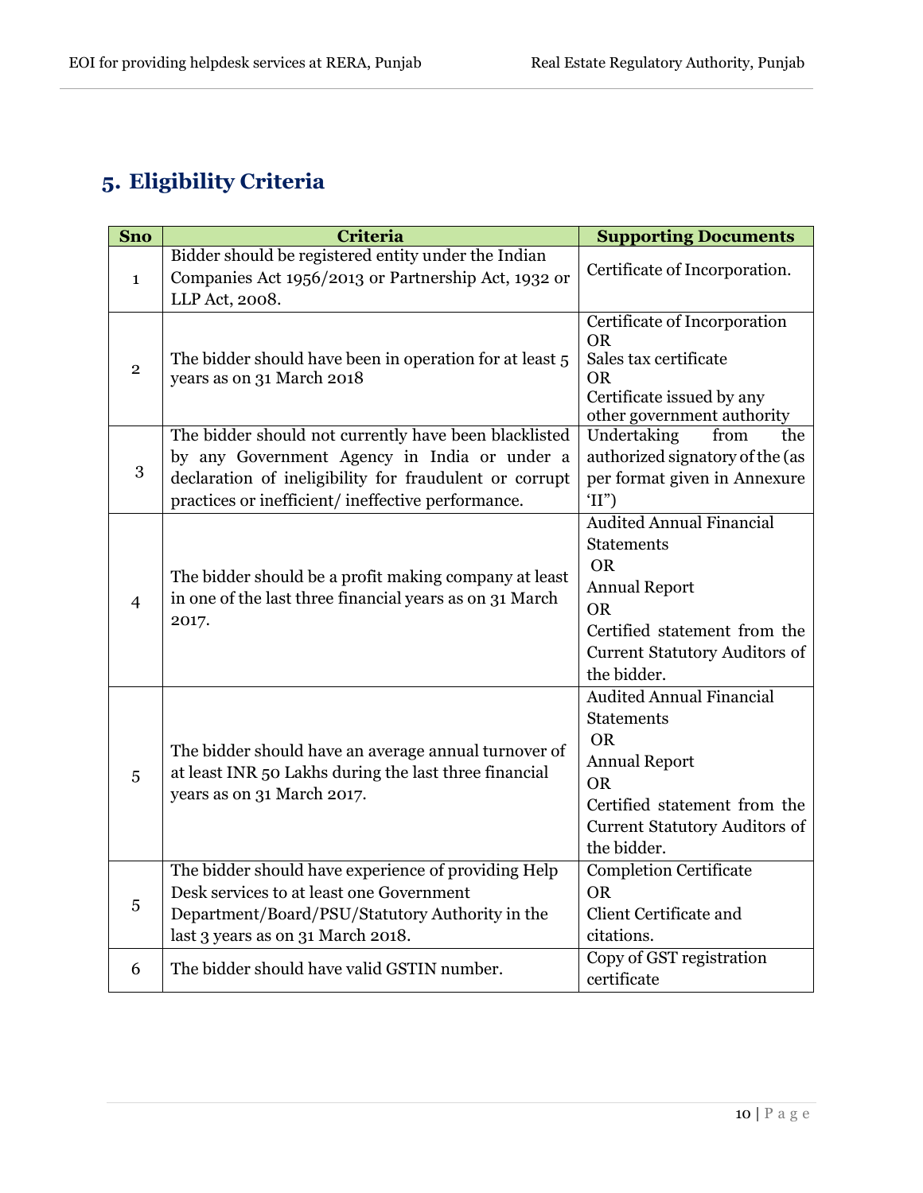## 5. Eligibility Criteria

| Sno | Criteria | Supporting Documents |
|---|---|---|
| 1 | Bidder should be registered entity under the Indian Companies Act 1956/2013 or Partnership Act, 1932 or LLP Act, 2008. | Certificate of Incorporation. |
| 2 | The bidder should have been in operation for at least 5 years as on 31 March 2018 | Certificate of Incorporation<br>OR<br>Sales tax certificate<br>OR<br>Certificate issued by any other government authority |
| 3 | The bidder should not currently have been blacklisted by any Government Agency in India or under a declaration of ineligibility for fraudulent or corrupt practices or inefficient/ ineffective performance. | Undertaking from the authorized signatory of the (as per format given in Annexure 'II") |
| 4 | The bidder should be a profit making company at least in one of the last three financial years as on 31 March 2017. | Audited Annual Financial Statements<br>OR<br>Annual Report<br>OR<br>Certified statement from the Current Statutory Auditors of the bidder. |
| 5 | The bidder should have an average annual turnover of at least INR 50 Lakhs during the last three financial years as on 31 March 2017. | Audited Annual Financial Statements<br>OR<br>Annual Report<br>OR<br>Certified statement from the Current Statutory Auditors of the bidder. |
| 5 | The bidder should have experience of providing Help Desk services to at least one Government Department/Board/PSU/Statutory Authority in the last 3 years as on 31 March 2018. | Completion Certificate<br>OR<br>Client Certificate and citations. |
| 6 | The bidder should have valid GSTIN number. | Copy of GST registration certificate |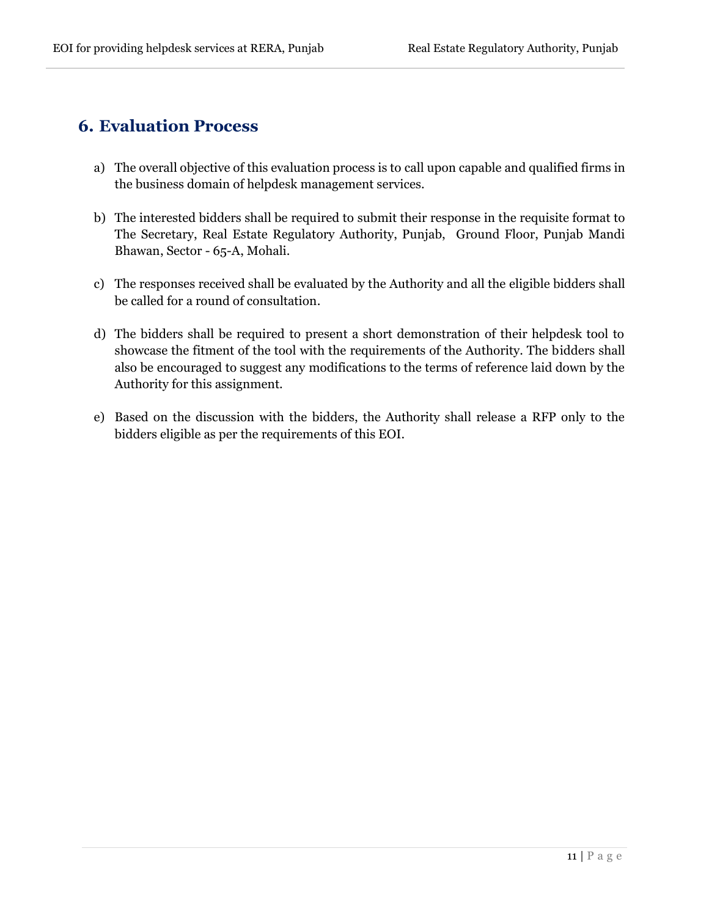## 6. Evaluation Process

a) The overall objective of this evaluation process is to call upon capable and qualified firms in the business domain of helpdesk management services.

b) The interested bidders shall be required to submit their response in the requisite format to The Secretary, Real Estate Regulatory Authority, Punjab, Ground Floor, Punjab Mandi Bhawan, Sector - 65-A, Mohali.

c) The responses received shall be evaluated by the Authority and all the eligible bidders shall be called for a round of consultation.

d) The bidders shall be required to present a short demonstration of their helpdesk tool to showcase the fitment of the tool with the requirements of the Authority. The bidders shall also be encouraged to suggest any modifications to the terms of reference laid down by the Authority for this assignment.

e) Based on the discussion with the bidders, the Authority shall release a RFP only to the bidders eligible as per the requirements of this EOI.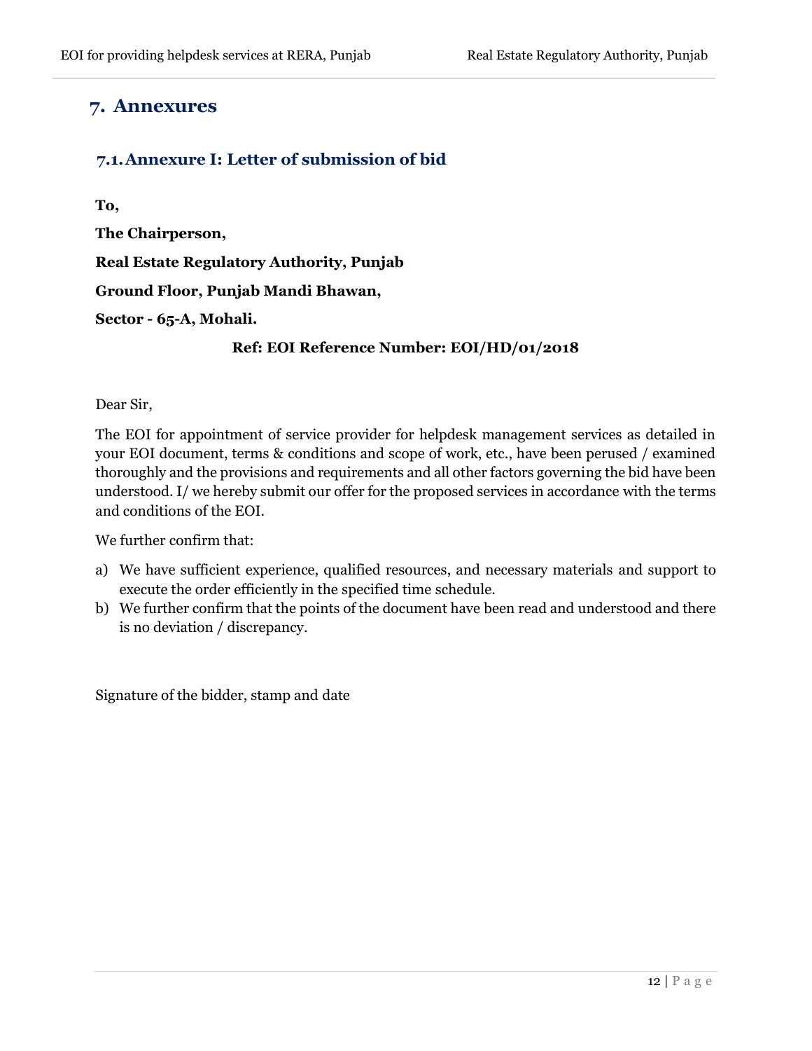# 7. Annexures

## 7.1. Annexure I: Letter of submission of bid

**To,**

**The Chairperson,**

**Real Estate Regulatory Authority, Punjab**

**Ground Floor, Punjab Mandi Bhawan,**

**Sector - 65-A, Mohali.**

**Ref: EOI Reference Number: EOI/HD/01/2018**

Dear Sir,

The EOI for appointment of service provider for helpdesk management services as detailed in your EOI document, terms & conditions and scope of work, etc., have been perused / examined thoroughly and the provisions and requirements and all other factors governing the bid have been understood. I/ we hereby submit our offer for the proposed services in accordance with the terms and conditions of the EOI.

We further confirm that:

a) We have sufficient experience, qualified resources, and necessary materials and support to execute the order efficiently in the specified time schedule.
b) We further confirm that the points of the document have been read and understood and there is no deviation / discrepancy.

Signature of the bidder, stamp and date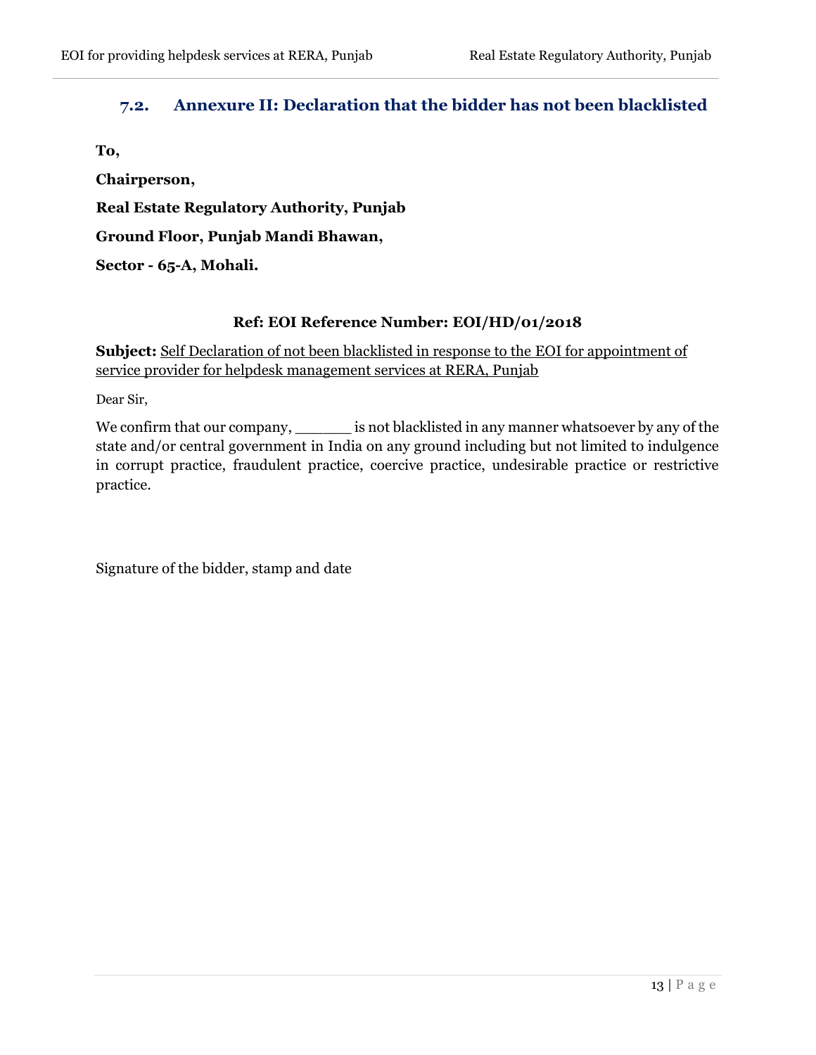## 7.2. Annexure II: Declaration that the bidder has not been blacklisted

**To,**

**Chairperson,**

**Real Estate Regulatory Authority, Punjab**

**Ground Floor, Punjab Mandi Bhawan,**

**Sector - 65-A, Mohali.**

**Ref: EOI Reference Number: EOI/HD/01/2018**

**Subject:** Self Declaration of not been blacklisted in response to the EOI for appointment of service provider for helpdesk management services at RERA, Punjab

Dear Sir,

We confirm that our company, ______ is not blacklisted in any manner whatsoever by any of the state and/or central government in India on any ground including but not limited to indulgence in corrupt practice, fraudulent practice, coercive practice, undesirable practice or restrictive practice.

Signature of the bidder, stamp and date